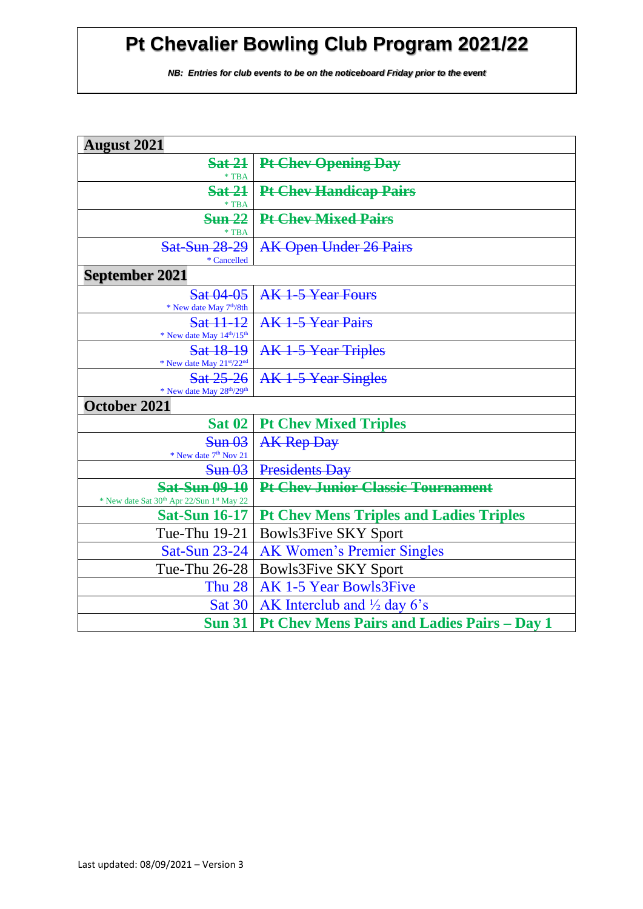# Pt Chevalier Bowling Club Program 2021/22

***NB: Entries for club events to be on the noticeboard Friday prior to the event***

| August 2021 | |
|---|---|
| ~~Sat 21~~ * TBA | ~~**Pt Chev Opening Day**~~ |
| ~~Sat 21~~ * TBA | ~~**Pt Chev Handicap Pairs**~~ |
| ~~Sun 22~~ * TBA | ~~**Pt Chev Mixed Pairs**~~ |
| ~~Sat-Sun 28-29~~ * Cancelled | ~~AK Open Under 26 Pairs~~ |
| **September 2021** | |
| ~~Sat 04-05~~ * New date May 7th/8th | ~~AK 1-5 Year Fours~~ |
| ~~Sat 11-12~~ * New date May 14th/15th | ~~AK 1-5 Year Pairs~~ |
| ~~Sat 18-19~~ * New date May 21st/22nd | ~~AK 1-5 Year Triples~~ |
| ~~Sat 25-26~~ * New date May 28th/29th | ~~AK 1-5 Year Singles~~ |
| **October 2021** | |
| **Sat 02** | **Pt Chev Mixed Triples** |
| ~~Sun 03~~ * New date 7th Nov 21 | ~~AK Rep Day~~ |
| ~~Sun 03~~ | ~~Presidents Day~~ |
| ~~**Sat-Sun 09-10**~~ * New date Sat 30th Apr 22/Sun 1st May 22 | ~~**Pt Chev Junior Classic Tournament**~~ |
| **Sat-Sun 16-17** | **Pt Chev Mens Triples and Ladies Triples** |
| Tue-Thu 19-21 | Bowls3Five SKY Sport |
| Sat-Sun 23-24 | AK Women's Premier Singles |
| Tue-Thu 26-28 | Bowls3Five SKY Sport |
| Thu 28 | AK 1-5 Year Bowls3Five |
| Sat 30 | AK Interclub and ½ day 6's |
| **Sun 31** | **Pt Chev Mens Pairs and Ladies Pairs – Day 1** |

Last updated: 08/09/2021 – Version 3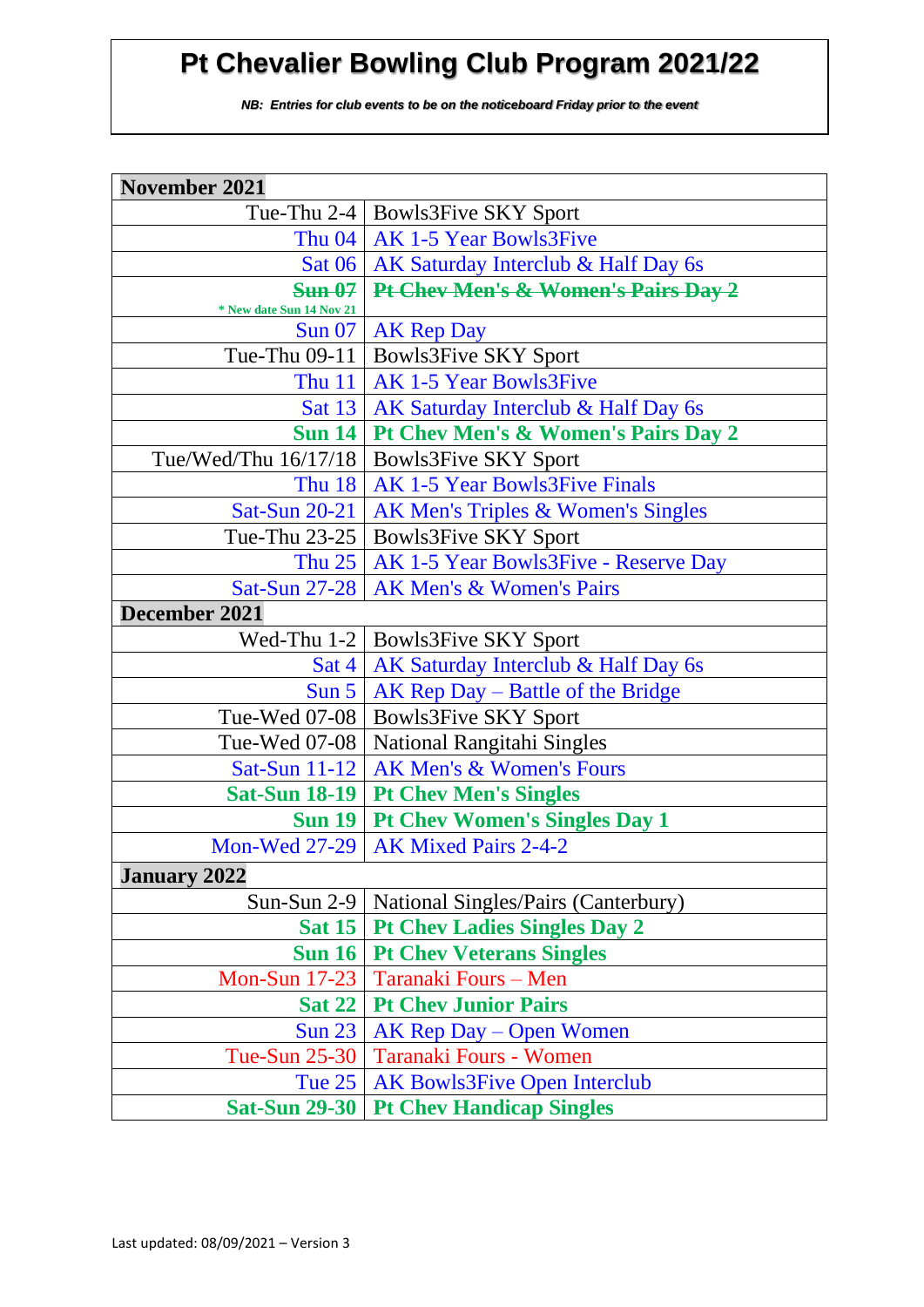# Pt Chevalier Bowling Club Program 2021/22

***NB: Entries for club events to be on the noticeboard Friday prior to the event***

| November 2021 | |
|---|---|
| Tue-Thu 2-4 | Bowls3Five SKY Sport |
| Thu 04 | AK 1-5 Year Bowls3Five |
| Sat 06 | AK Saturday Interclub & Half Day 6s |
| ~~**Sun 07**~~ * New date Sun 14 Nov 21 | ~~**Pt Chev Men's & Women's Pairs Day 2**~~ |
| Sun 07 | AK Rep Day |
| Tue-Thu 09-11 | Bowls3Five SKY Sport |
| Thu 11 | AK 1-5 Year Bowls3Five |
| Sat 13 | AK Saturday Interclub & Half Day 6s |
| **Sun 14** | **Pt Chev Men's & Women's Pairs Day 2** |
| Tue/Wed/Thu 16/17/18 | Bowls3Five SKY Sport |
| Thu 18 | AK 1-5 Year Bowls3Five Finals |
| Sat-Sun 20-21 | AK Men's Triples & Women's Singles |
| Tue-Thu 23-25 | Bowls3Five SKY Sport |
| Thu 25 | AK 1-5 Year Bowls3Five - Reserve Day |
| Sat-Sun 27-28 | AK Men's & Women's Pairs |
| **December 2021** | |
| Wed-Thu 1-2 | Bowls3Five SKY Sport |
| Sat 4 | AK Saturday Interclub & Half Day 6s |
| Sun 5 | AK Rep Day – Battle of the Bridge |
| Tue-Wed 07-08 | Bowls3Five SKY Sport |
| Tue-Wed 07-08 | National Rangitahi Singles |
| Sat-Sun 11-12 | AK Men's & Women's Fours |
| **Sat-Sun 18-19** | **Pt Chev Men's Singles** |
| **Sun 19** | **Pt Chev Women's Singles Day 1** |
| Mon-Wed 27-29 | AK Mixed Pairs 2-4-2 |
| **January 2022** | |
| Sun-Sun 2-9 | National Singles/Pairs (Canterbury) |
| **Sat 15** | **Pt Chev Ladies Singles Day 2** |
| **Sun 16** | **Pt Chev Veterans Singles** |
| Mon-Sun 17-23 | Taranaki Fours – Men |
| **Sat 22** | **Pt Chev Junior Pairs** |
| Sun 23 | AK Rep Day – Open Women |
| Tue-Sun 25-30 | Taranaki Fours - Women |
| Tue 25 | AK Bowls3Five Open Interclub |
| **Sat-Sun 29-30** | **Pt Chev Handicap Singles** |

Last updated: 08/09/2021 – Version 3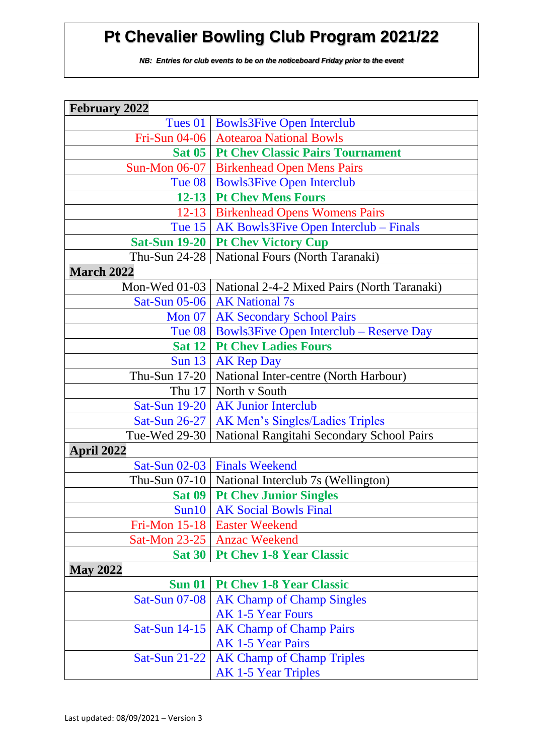# Pt Chevalier Bowling Club Program 2021/22

***NB: Entries for club events to be on the noticeboard Friday prior to the event***

| **February 2022** | |
|---|---|
| Tues 01 | Bowls3Five Open Interclub |
| Fri-Sun 04-06 | Aotearoa National Bowls |
| **Sat 05** | **Pt Chev Classic Pairs Tournament** |
| Sun-Mon 06-07 | Birkenhead Open Mens Pairs |
| Tue 08 | Bowls3Five Open Interclub |
| **12-13** | **Pt Chev Mens Fours** |
| 12-13 | Birkenhead Opens Womens Pairs |
| Tue 15 | AK Bowls3Five Open Interclub – Finals |
| **Sat-Sun 19-20** | **Pt Chev Victory Cup** |
| Thu-Sun 24-28 | National Fours (North Taranaki) |
| **March 2022** | |
| Mon-Wed 01-03 | National 2-4-2 Mixed Pairs (North Taranaki) |
| Sat-Sun 05-06 | AK National 7s |
| Mon 07 | AK Secondary School Pairs |
| Tue 08 | Bowls3Five Open Interclub – Reserve Day |
| **Sat 12** | **Pt Chev Ladies Fours** |
| Sun 13 | AK Rep Day |
| Thu-Sun 17-20 | National Inter-centre (North Harbour) |
| Thu 17 | North v South |
| Sat-Sun 19-20 | AK Junior Interclub |
| Sat-Sun 26-27 | AK Men's Singles/Ladies Triples |
| Tue-Wed 29-30 | National Rangitahi Secondary School Pairs |
| **April 2022** | |
| Sat-Sun 02-03 | Finals Weekend |
| Thu-Sun 07-10 | National Interclub 7s (Wellington) |
| **Sat 09** | **Pt Chev Junior Singles** |
| Sun10 | AK Social Bowls Final |
| Fri-Mon 15-18 | Easter Weekend |
| Sat-Mon 23-25 | Anzac Weekend |
| **Sat 30** | **Pt Chev 1-8 Year Classic** |
| **May 2022** | |
| **Sun 01** | **Pt Chev 1-8 Year Classic** |
| Sat-Sun 07-08 | AK Champ of Champ Singles<br>AK 1-5 Year Fours |
| Sat-Sun 14-15 | AK Champ of Champ Pairs<br>AK 1-5 Year Pairs |
| Sat-Sun 21-22 | AK Champ of Champ Triples<br>AK 1-5 Year Triples |

Last updated: 08/09/2021 – Version 3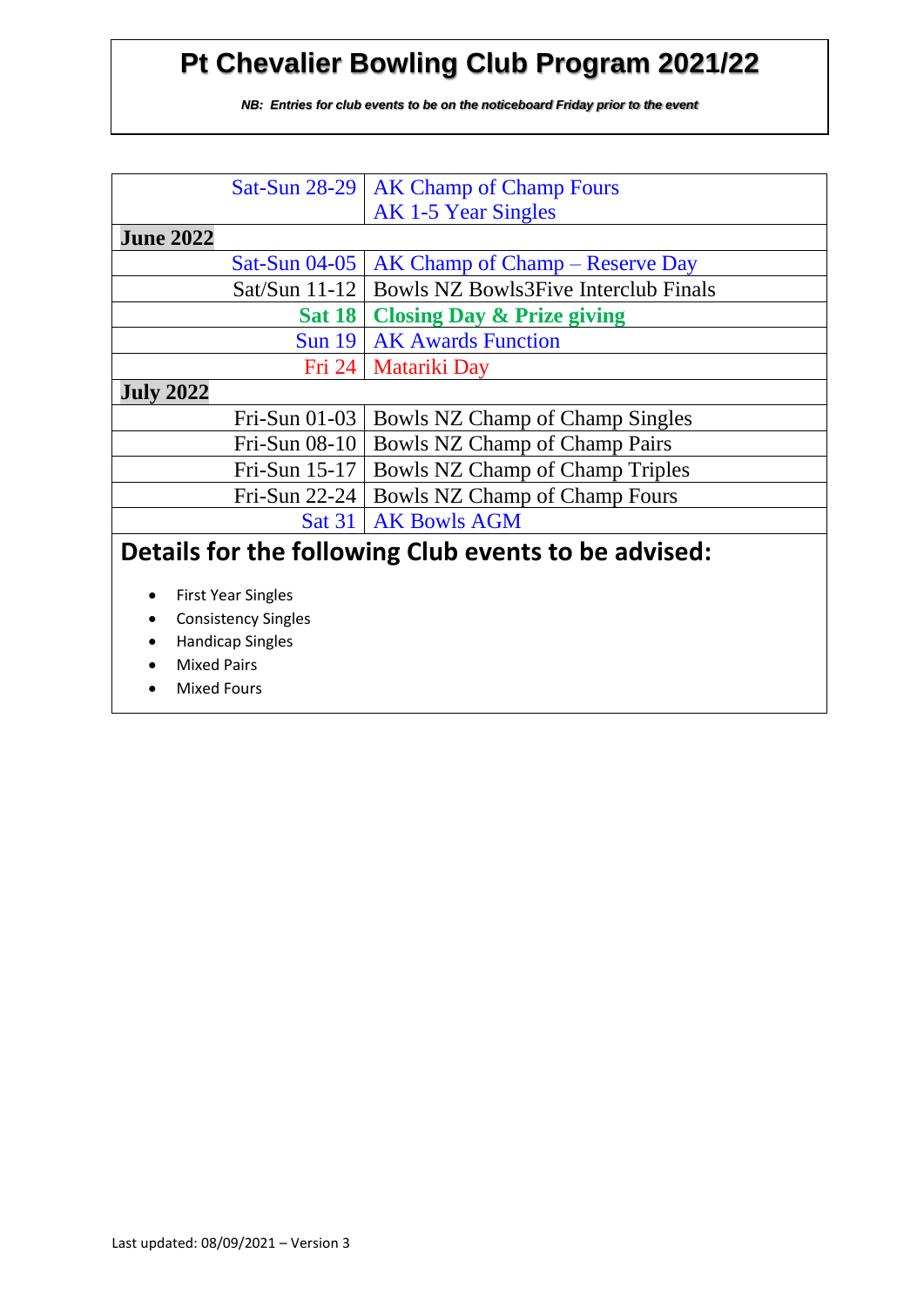# Pt Chevalier Bowling Club Program 2021/22

***NB: Entries for club events to be on the noticeboard Friday prior to the event***

| | |
|---|---|
| Sat-Sun 28-29 | AK Champ of Champ Fours<br>AK 1-5 Year Singles |
| **June 2022** | |
| Sat-Sun 04-05 | AK Champ of Champ – Reserve Day |
| Sat/Sun 11-12 | Bowls NZ Bowls3Five Interclub Finals |
| **Sat 18** | **Closing Day & Prize giving** |
| Sun 19 | AK Awards Function |
| Fri 24 | Matariki Day |
| **July 2022** | |
| Fri-Sun 01-03 | Bowls NZ Champ of Champ Singles |
| Fri-Sun 08-10 | Bowls NZ Champ of Champ Pairs |
| Fri-Sun 15-17 | Bowls NZ Champ of Champ Triples |
| Fri-Sun 22-24 | Bowls NZ Champ of Champ Fours |
| Sat 31 | AK Bowls AGM |

## Details for the following Club events to be advised:

- First Year Singles
- Consistency Singles
- Handicap Singles
- Mixed Pairs
- Mixed Fours

Last updated: 08/09/2021 – Version 3